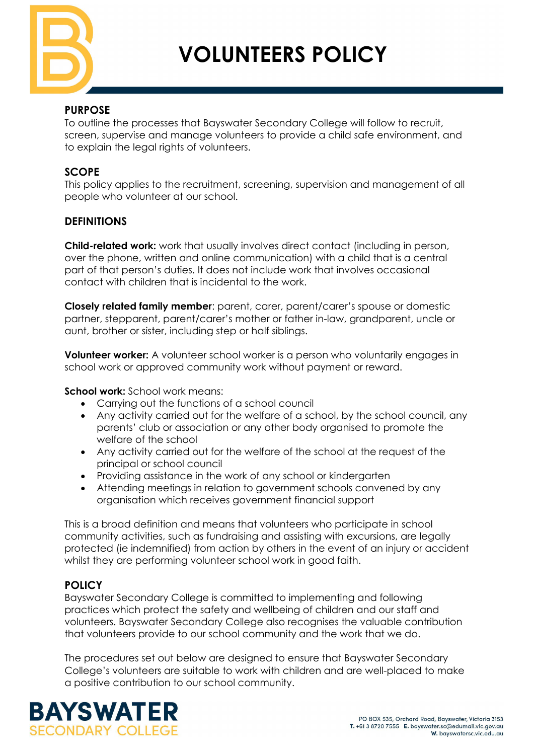# VOLUNTEERS POLICY

## PURPOSE

To outline the processes that Bayswater Secondary College will follow to recruit, screen, supervise and manage volunteers to provide a child safe environment, and to explain the legal rights of volunteers.

## SCOPE

This policy applies to the recruitment, screening, supervision and management of all people who volunteer at our school.

## DEFINITIONS

**Child-related work:** work that usually involves direct contact (including in person, over the phone, written and online communication) with a child that is a central part of that person's duties. It does not include work that involves occasional contact with children that is incidental to the work.

**Closely related family member**: parent, carer, parent/carer's spouse or domestic partner, stepparent, parent/carer's mother or father in-law, grandparent, uncle or aunt, brother or sister, including step or half siblings.

**Volunteer worker:** A volunteer school worker is a person who voluntarily engages in school work or approved community work without payment or reward.

**School work:** School work means:

- Carrying out the functions of a school council
- Any activity carried out for the welfare of a school, by the school council, any parents' club or association or any other body organised to promote the welfare of the school
- Any activity carried out for the welfare of the school at the request of the principal or school council
- Providing assistance in the work of any school or kindergarten
- Attending meetings in relation to government schools convened by any organisation which receives government financial support

This is a broad definition and means that volunteers who participate in school community activities, such as fundraising and assisting with excursions, are legally protected (ie indemnified) from action by others in the event of an injury or accident whilst they are performing volunteer school work in good faith.

## POLICY

Bayswater Secondary College is committed to implementing and following practices which protect the safety and wellbeing of children and our staff and volunteers. Bayswater Secondary College also recognises the valuable contribution that volunteers provide to our school community and the work that we do.

The procedures set out below are designed to ensure that Bayswater Secondary College's volunteers are suitable to work with children and are well-placed to make a positive contribution to our school community.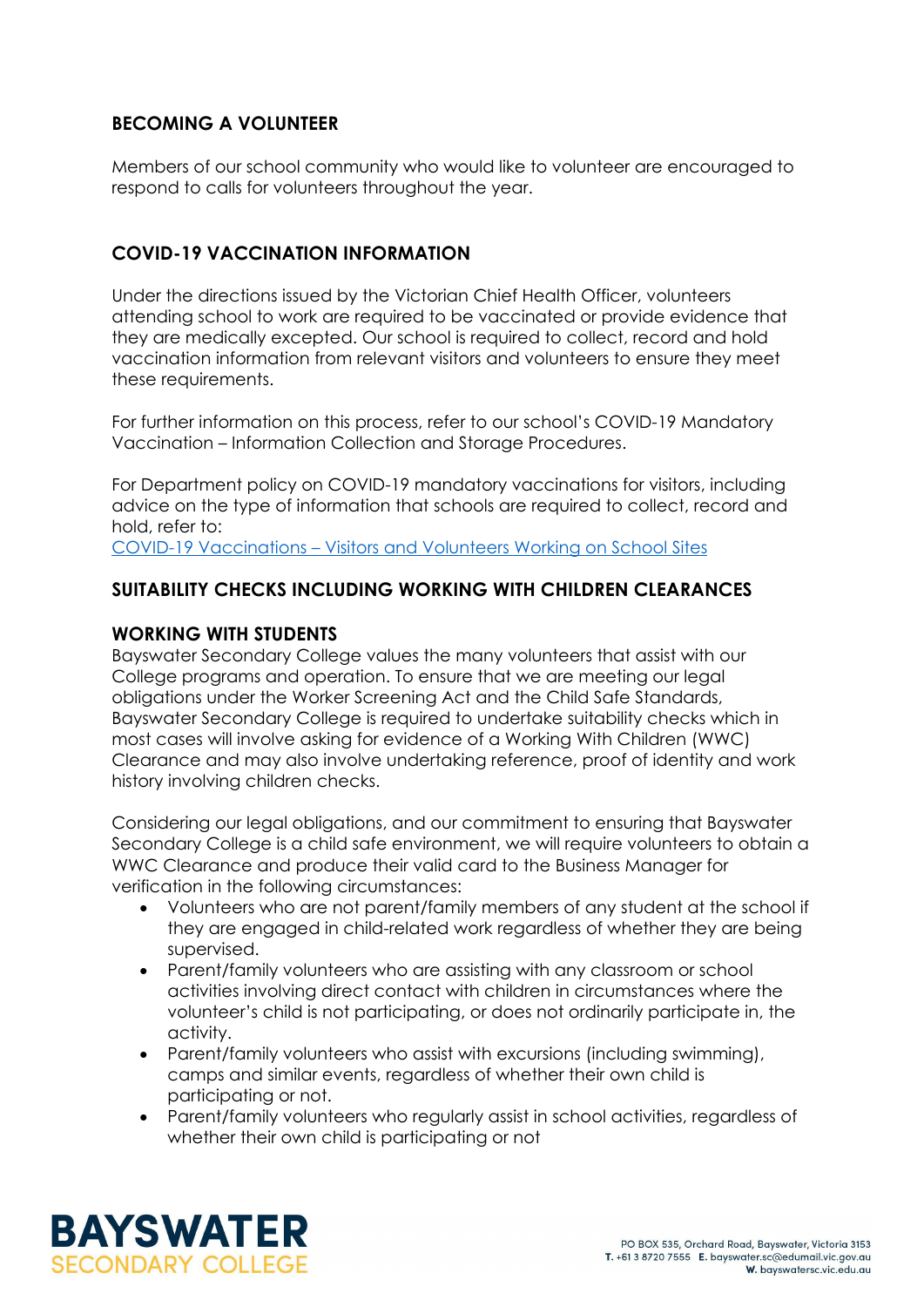## BECOMING A VOLUNTEER

Members of our school community who would like to volunteer are encouraged to respond to calls for volunteers throughout the year.

## COVID-19 VACCINATION INFORMATION

Under the directions issued by the Victorian Chief Health Officer, volunteers attending school to work are required to be vaccinated or provide evidence that they are medically excepted. Our school is required to collect, record and hold vaccination information from relevant visitors and volunteers to ensure they meet these requirements.

For further information on this process, refer to our school's COVID-19 Mandatory Vaccination – Information Collection and Storage Procedures.

For Department policy on COVID-19 mandatory vaccinations for visitors, including advice on the type of information that schools are required to collect, record and hold, refer to:
[COVID-19 Vaccinations – Visitors and Volunteers Working on School Sites]

## SUITABILITY CHECKS INCLUDING WORKING WITH CHILDREN CLEARANCES

### WORKING WITH STUDENTS

Bayswater Secondary College values the many volunteers that assist with our College programs and operation. To ensure that we are meeting our legal obligations under the Worker Screening Act and the Child Safe Standards, Bayswater Secondary College is required to undertake suitability checks which in most cases will involve asking for evidence of a Working With Children (WWC) Clearance and may also involve undertaking reference, proof of identity and work history involving children checks.

Considering our legal obligations, and our commitment to ensuring that Bayswater Secondary College is a child safe environment, we will require volunteers to obtain a WWC Clearance and produce their valid card to the Business Manager for verification in the following circumstances:

- Volunteers who are not parent/family members of any student at the school if they are engaged in child-related work regardless of whether they are being supervised.
- Parent/family volunteers who are assisting with any classroom or school activities involving direct contact with children in circumstances where the volunteer's child is not participating, or does not ordinarily participate in, the activity.
- Parent/family volunteers who assist with excursions (including swimming), camps and similar events, regardless of whether their own child is participating or not.
- Parent/family volunteers who regularly assist in school activities, regardless of whether their own child is participating or not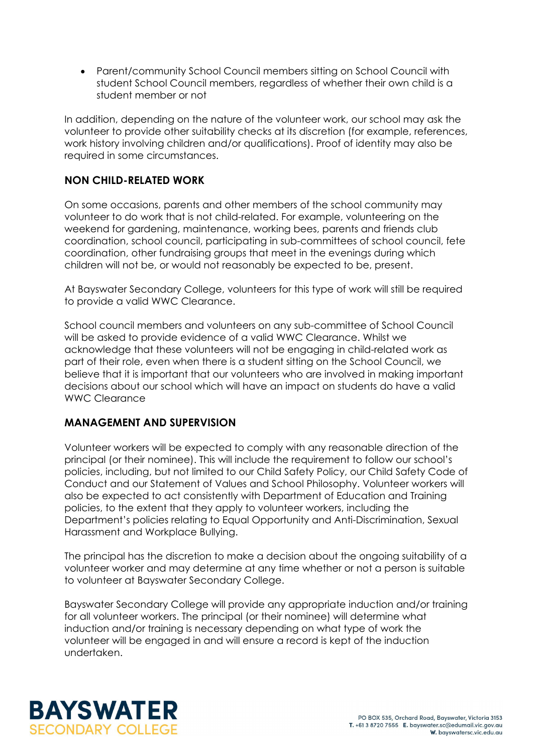- Parent/community School Council members sitting on School Council with student School Council members, regardless of whether their own child is a student member or not

In addition, depending on the nature of the volunteer work, our school may ask the volunteer to provide other suitability checks at its discretion (for example, references, work history involving children and/or qualifications). Proof of identity may also be required in some circumstances.

## NON CHILD-RELATED WORK

On some occasions, parents and other members of the school community may volunteer to do work that is not child-related. For example, volunteering on the weekend for gardening, maintenance, working bees, parents and friends club coordination, school council, participating in sub-committees of school council, fete coordination, other fundraising groups that meet in the evenings during which children will not be, or would not reasonably be expected to be, present.

At Bayswater Secondary College, volunteers for this type of work will still be required to provide a valid WWC Clearance.

School council members and volunteers on any sub-committee of School Council will be asked to provide evidence of a valid WWC Clearance. Whilst we acknowledge that these volunteers will not be engaging in child-related work as part of their role, even when there is a student sitting on the School Council, we believe that it is important that our volunteers who are involved in making important decisions about our school which will have an impact on students do have a valid WWC Clearance

## MANAGEMENT AND SUPERVISION

Volunteer workers will be expected to comply with any reasonable direction of the principal (or their nominee). This will include the requirement to follow our school's policies, including, but not limited to our Child Safety Policy, our Child Safety Code of Conduct and our Statement of Values and School Philosophy. Volunteer workers will also be expected to act consistently with Department of Education and Training policies, to the extent that they apply to volunteer workers, including the Department's policies relating to Equal Opportunity and Anti-Discrimination, Sexual Harassment and Workplace Bullying.

The principal has the discretion to make a decision about the ongoing suitability of a volunteer worker and may determine at any time whether or not a person is suitable to volunteer at Bayswater Secondary College.

Bayswater Secondary College will provide any appropriate induction and/or training for all volunteer workers. The principal (or their nominee) will determine what induction and/or training is necessary depending on what type of work the volunteer will be engaged in and will ensure a record is kept of the induction undertaken.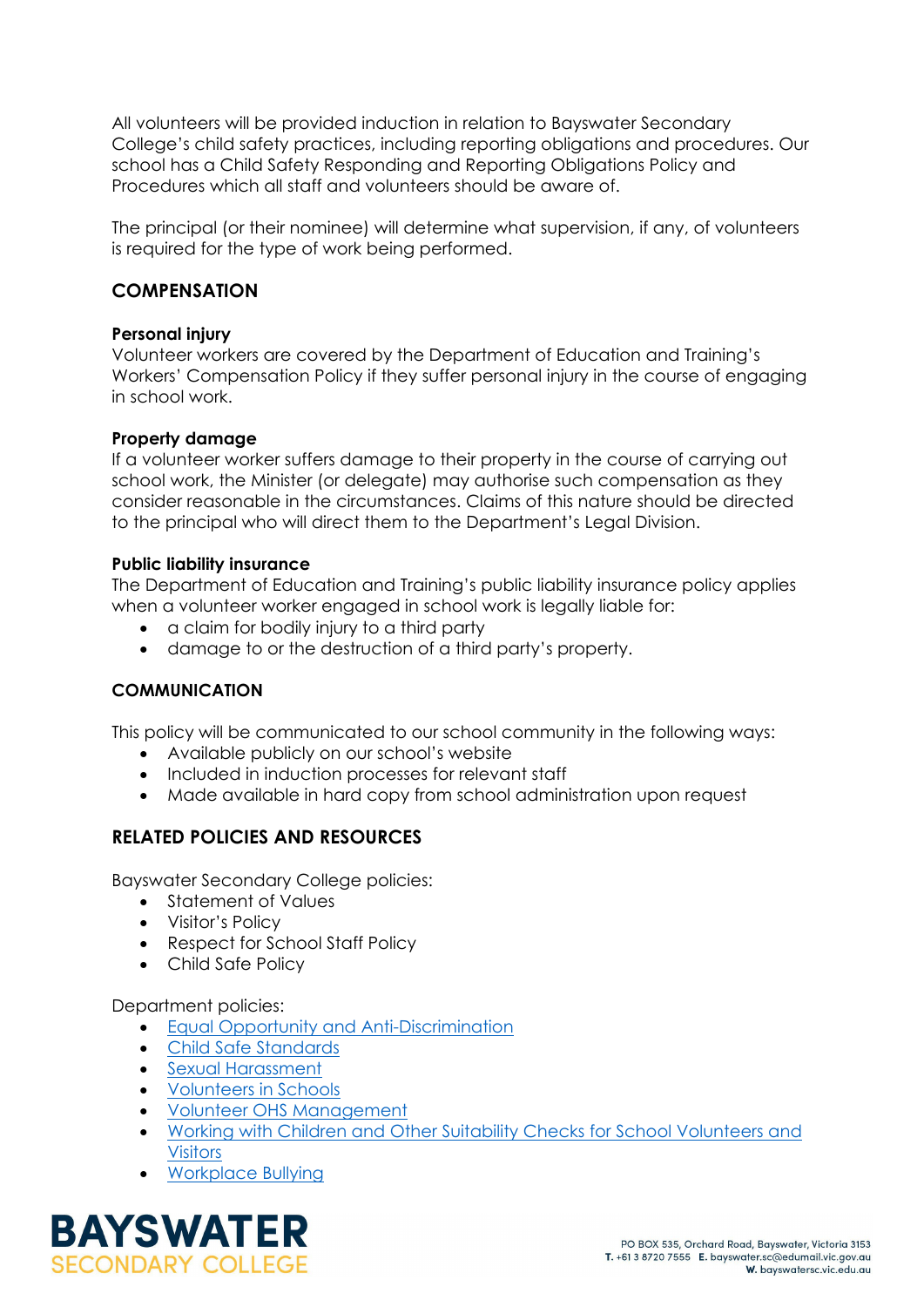All volunteers will be provided induction in relation to Bayswater Secondary College's child safety practices, including reporting obligations and procedures. Our school has a Child Safety Responding and Reporting Obligations Policy and Procedures which all staff and volunteers should be aware of.

The principal (or their nominee) will determine what supervision, if any, of volunteers is required for the type of work being performed.

## COMPENSATION

**Personal injury**
Volunteer workers are covered by the Department of Education and Training's Workers' Compensation Policy if they suffer personal injury in the course of engaging in school work.

**Property damage**
If a volunteer worker suffers damage to their property in the course of carrying out school work, the Minister (or delegate) may authorise such compensation as they consider reasonable in the circumstances. Claims of this nature should be directed to the principal who will direct them to the Department's Legal Division.

**Public liability insurance**
The Department of Education and Training's public liability insurance policy applies when a volunteer worker engaged in school work is legally liable for:

- a claim for bodily injury to a third party
- damage to or the destruction of a third party's property.

## COMMUNICATION

This policy will be communicated to our school community in the following ways:

- Available publicly on our school's website
- Included in induction processes for relevant staff
- Made available in hard copy from school administration upon request

## RELATED POLICIES AND RESOURCES

Bayswater Secondary College policies:

- Statement of Values
- Visitor's Policy
- Respect for School Staff Policy
- Child Safe Policy

Department policies:

- Equal Opportunity and Anti-Discrimination
- Child Safe Standards
- Sexual Harassment
- Volunteers in Schools
- Volunteer OHS Management
- Working with Children and Other Suitability Checks for School Volunteers and Visitors
- Workplace Bullying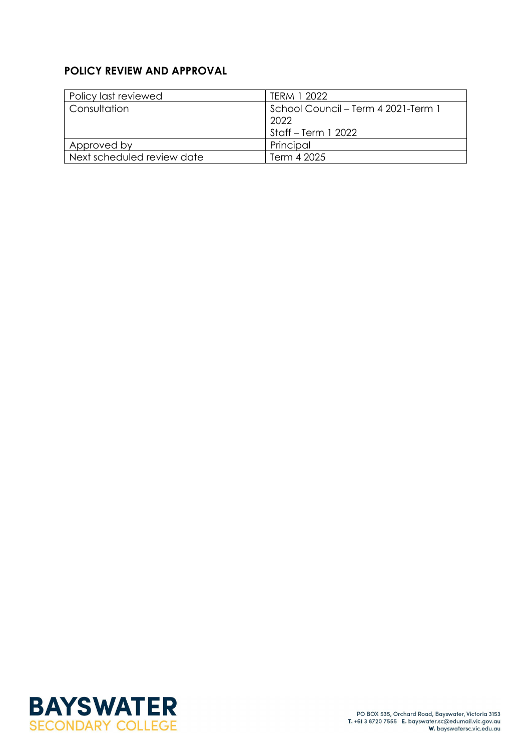**POLICY REVIEW AND APPROVAL**

| | |
|---|---|
| Policy last reviewed | TERM 1 2022 |
| Consultation | School Council – Term 4 2021-Term 1 2022<br>Staff – Term 1 2022 |
| Approved by | Principal |
| Next scheduled review date | Term 4 2025 |